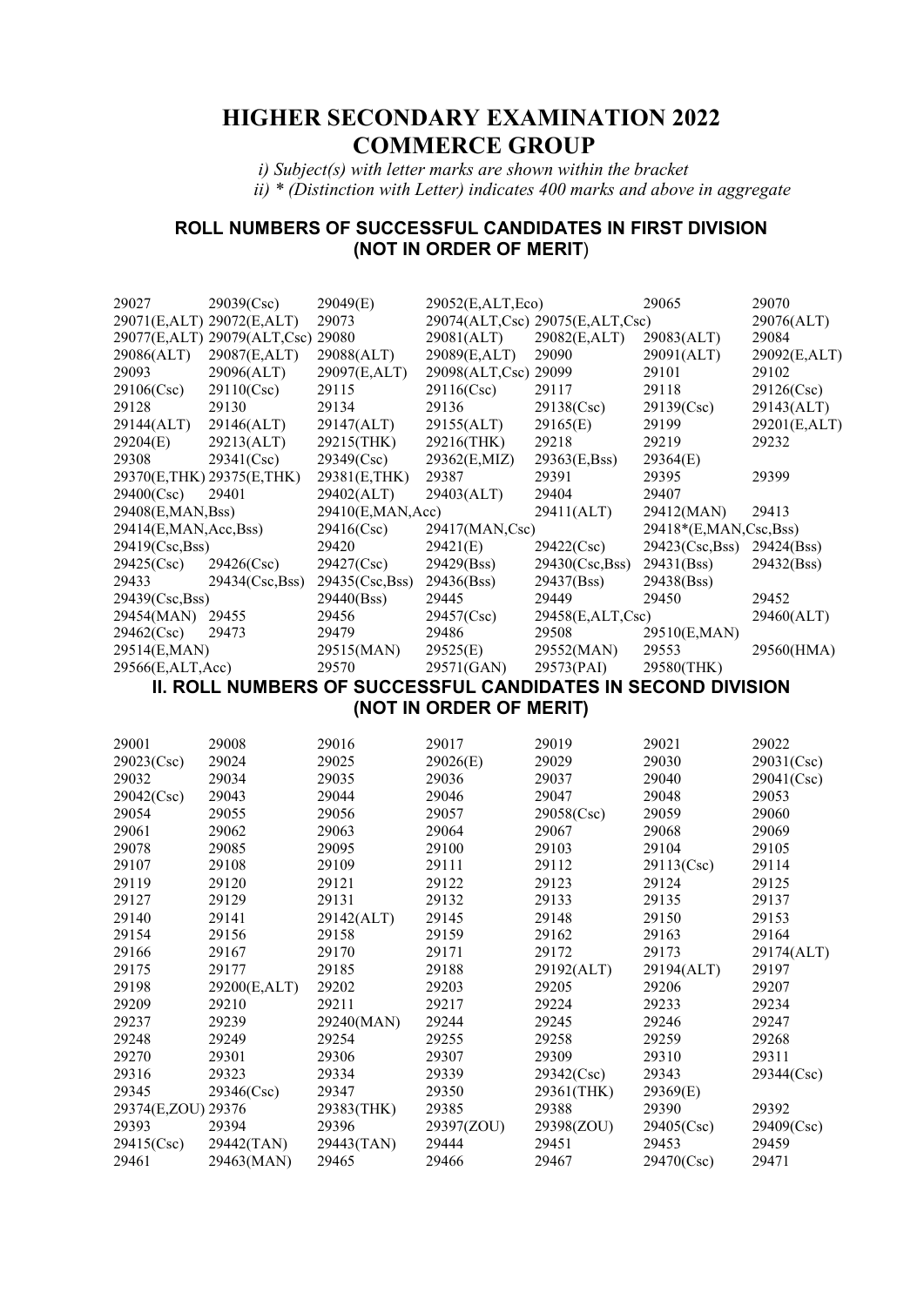# HIGHER SECONDARY EXAMINATION 2022
# COMMERCE GROUP

*i) Subject(s) with letter marks are shown within the bracket*
*ii) * (Distinction with Letter) indicates 400 marks and above in aggregate*

## ROLL NUMBERS OF SUCCESSFUL CANDIDATES IN FIRST DIVISION (NOT IN ORDER OF MERIT)

29027 29039(Csc) 29049(E) 29052(E,ALT,Eco) 29065 29070
29071(E,ALT) 29072(E,ALT) 29073 29074(ALT,Csc) 29075(E,ALT,Csc) 29076(ALT)
29077(E,ALT) 29079(ALT,Csc) 29080 29081(ALT) 29082(E,ALT) 29083(ALT) 29084
29086(ALT) 29087(E,ALT) 29088(ALT) 29089(E,ALT) 29090 29091(ALT) 29092(E,ALT)
29093 29096(ALT) 29097(E,ALT) 29098(ALT,Csc) 29099 29101 29102
29106(Csc) 29110(Csc) 29115 29116(Csc) 29117 29118 29126(Csc)
29128 29130 29134 29136 29138(Csc) 29139(Csc) 29143(ALT)
29144(ALT) 29146(ALT) 29147(ALT) 29155(ALT) 29165(E) 29199 29201(E,ALT)
29204(E) 29213(ALT) 29215(THK) 29216(THK) 29218 29219 29232
29308 29341(Csc) 29349(Csc) 29362(E,MIZ) 29363(E,Bss) 29364(E)
29370(E,THK) 29375(E,THK) 29381(E,THK) 29387 29391 29395 29399
29400(Csc) 29401 29402(ALT) 29403(ALT) 29404 29407
29408(E,MAN,Bss) 29410(E,MAN,Acc) 29411(ALT) 29412(MAN) 29413
29414(E,MAN,Acc,Bss) 29416(Csc) 29417(MAN,Csc) 29418*(E,MAN,Csc,Bss)
29419(Csc,Bss) 29420 29421(E) 29422(Csc) 29423(Csc,Bss) 29424(Bss)
29425(Csc) 29426(Csc) 29427(Csc) 29429(Bss) 29430(Csc,Bss) 29431(Bss) 29432(Bss)
29433 29434(Csc,Bss) 29435(Csc,Bss) 29436(Bss) 29437(Bss) 29438(Bss)
29439(Csc,Bss) 29440(Bss) 29445 29449 29450 29452
29454(MAN) 29455 29456 29457(Csc) 29458(E,ALT,Csc) 29460(ALT)
29462(Csc) 29473 29479 29486 29508 29510(E,MAN)
29514(E,MAN) 29515(MAN) 29525(E) 29552(MAN) 29553 29560(HMA)
29566(E,ALT,Acc) 29570 29571(GAN) 29573(PAI) 29580(THK)

## II. ROLL NUMBERS OF SUCCESSFUL CANDIDATES IN SECOND DIVISION (NOT IN ORDER OF MERIT)

29001 29008 29016 29017 29019 29021 29022
29023(Csc) 29024 29025 29026(E) 29029 29030 29031(Csc)
29032 29034 29035 29036 29037 29040 29041(Csc)
29042(Csc) 29043 29044 29046 29047 29048 29053
29054 29055 29056 29057 29058(Csc) 29059 29060
29061 29062 29063 29064 29067 29068 29069
29078 29085 29095 29100 29103 29104 29105
29107 29108 29109 29111 29112 29113(Csc) 29114
29119 29120 29121 29122 29123 29124 29125
29127 29129 29131 29132 29133 29135 29137
29140 29141 29142(ALT) 29145 29148 29150 29153
29154 29156 29158 29159 29162 29163 29164
29166 29167 29170 29171 29172 29173 29174(ALT)
29175 29177 29185 29188 29192(ALT) 29194(ALT) 29197
29198 29200(E,ALT) 29202 29203 29205 29206 29207
29209 29210 29211 29217 29224 29233 29234
29237 29239 29240(MAN) 29244 29245 29246 29247
29248 29249 29254 29255 29258 29259 29268
29270 29301 29306 29307 29309 29310 29311
29316 29323 29334 29339 29342(Csc) 29343 29344(Csc)
29345 29346(Csc) 29347 29350 29361(THK) 29369(E)
29374(E,ZOU) 29376 29383(THK) 29385 29388 29390 29392
29393 29394 29396 29397(ZOU) 29398(ZOU) 29405(Csc) 29409(Csc)
29415(Csc) 29442(TAN) 29443(TAN) 29444 29451 29453 29459
29461 29463(MAN) 29465 29466 29467 29470(Csc) 29471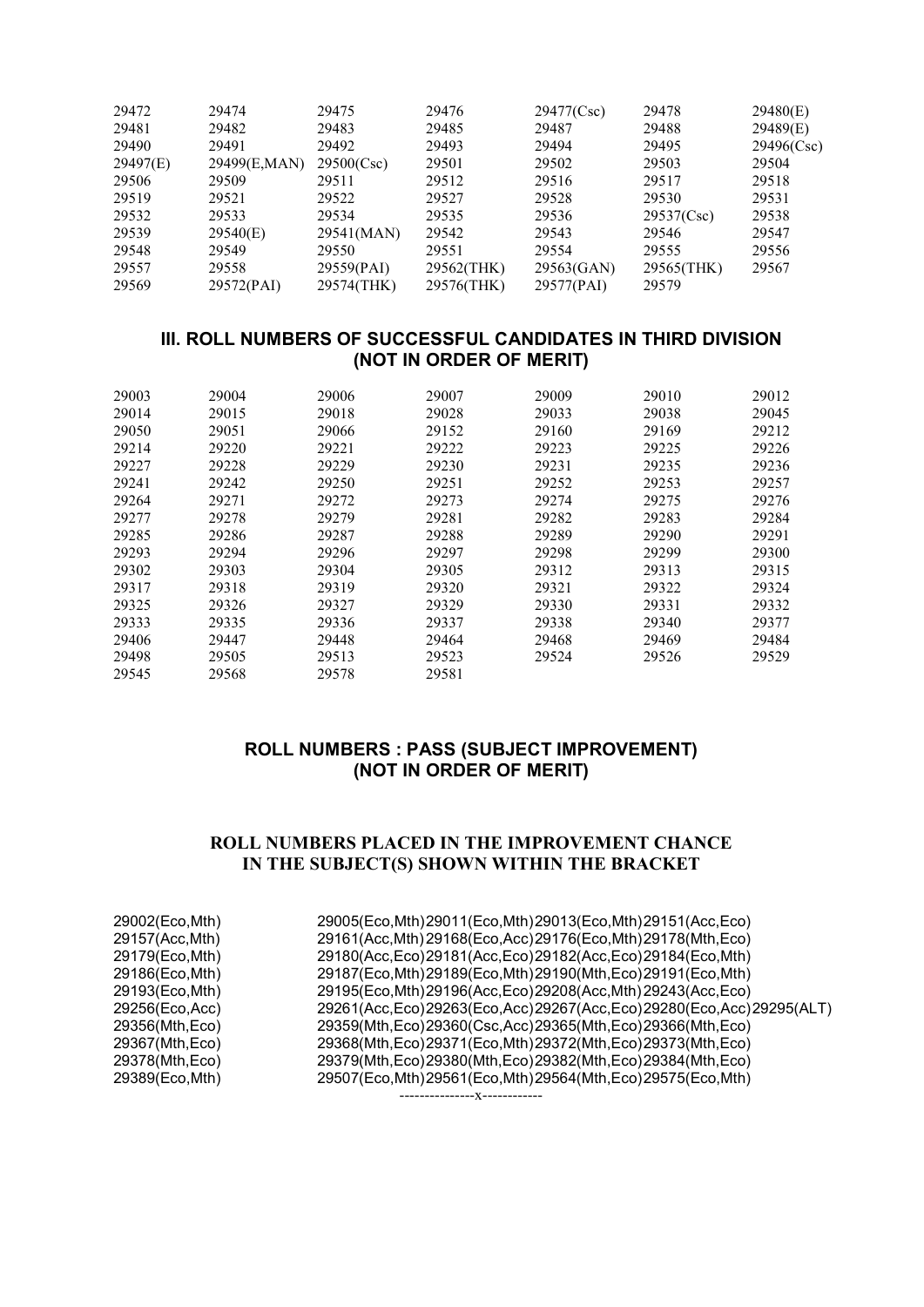| | | | | | | |
|---|---|---|---|---|---|---|
| 29472 | 29474 | 29475 | 29476 | 29477(Csc) | 29478 | 29480(E) |
| 29481 | 29482 | 29483 | 29485 | 29487 | 29488 | 29489(E) |
| 29490 | 29491 | 29492 | 29493 | 29494 | 29495 | 29496(Csc) |
| 29497(E) | 29499(E,MAN) | 29500(Csc) | 29501 | 29502 | 29503 | 29504 |
| 29506 | 29509 | 29511 | 29512 | 29516 | 29517 | 29518 |
| 29519 | 29521 | 29522 | 29527 | 29528 | 29530 | 29531 |
| 29532 | 29533 | 29534 | 29535 | 29536 | 29537(Csc) | 29538 |
| 29539 | 29540(E) | 29541(MAN) | 29542 | 29543 | 29546 | 29547 |
| 29548 | 29549 | 29550 | 29551 | 29554 | 29555 | 29556 |
| 29557 | 29558 | 29559(PAI) | 29562(THK) | 29563(GAN) | 29565(THK) | 29567 |
| 29569 | 29572(PAI) | 29574(THK) | 29576(THK) | 29577(PAI) | 29579 | |

## III. ROLL NUMBERS OF SUCCESSFUL CANDIDATES IN THIRD DIVISION (NOT IN ORDER OF MERIT)

| | | | | | | |
|---|---|---|---|---|---|---|
| 29003 | 29004 | 29006 | 29007 | 29009 | 29010 | 29012 |
| 29014 | 29015 | 29018 | 29028 | 29033 | 29038 | 29045 |
| 29050 | 29051 | 29066 | 29152 | 29160 | 29169 | 29212 |
| 29214 | 29220 | 29221 | 29222 | 29223 | 29225 | 29226 |
| 29227 | 29228 | 29229 | 29230 | 29231 | 29235 | 29236 |
| 29241 | 29242 | 29250 | 29251 | 29252 | 29253 | 29257 |
| 29264 | 29271 | 29272 | 29273 | 29274 | 29275 | 29276 |
| 29277 | 29278 | 29279 | 29281 | 29282 | 29283 | 29284 |
| 29285 | 29286 | 29287 | 29288 | 29289 | 29290 | 29291 |
| 29293 | 29294 | 29296 | 29297 | 29298 | 29299 | 29300 |
| 29302 | 29303 | 29304 | 29305 | 29312 | 29313 | 29315 |
| 29317 | 29318 | 29319 | 29320 | 29321 | 29322 | 29324 |
| 29325 | 29326 | 29327 | 29329 | 29330 | 29331 | 29332 |
| 29333 | 29335 | 29336 | 29337 | 29338 | 29340 | 29377 |
| 29406 | 29447 | 29448 | 29464 | 29468 | 29469 | 29484 |
| 29498 | 29505 | 29513 | 29523 | 29524 | 29526 | 29529 |
| 29545 | 29568 | 29578 | 29581 | | | |

## ROLL NUMBERS : PASS (SUBJECT IMPROVEMENT) (NOT IN ORDER OF MERIT)

## ROLL NUMBERS PLACED IN THE IMPROVEMENT CHANCE IN THE SUBJECT(S) SHOWN WITHIN THE BRACKET

| | | | | | |
|---|---|---|---|---|---|
| 29002(Eco,Mth) | 29005(Eco,Mth) | 29011(Eco,Mth) | 29013(Eco,Mth) | 29151(Acc,Eco) | |
| 29157(Acc,Mth) | 29161(Acc,Mth) | 29168(Eco,Acc) | 29176(Eco,Mth) | 29178(Mth,Eco) | |
| 29179(Eco,Mth) | 29180(Acc,Eco) | 29181(Acc,Eco) | 29182(Acc,Eco) | 29184(Eco,Mth) | |
| 29186(Eco,Mth) | 29187(Eco,Mth) | 29189(Eco,Mth) | 29190(Mth,Eco) | 29191(Eco,Mth) | |
| 29193(Eco,Mth) | 29195(Eco,Mth) | 29196(Acc,Eco) | 29208(Acc,Mth) | 29243(Acc,Eco) | |
| 29256(Eco,Acc) | 29261(Acc,Eco) | 29263(Eco,Acc) | 29267(Acc,Eco) | 29280(Eco,Acc) | 29295(ALT) |
| 29356(Mth,Eco) | 29359(Mth,Eco) | 29360(Csc,Acc) | 29365(Mth,Eco) | 29366(Mth,Eco) | |
| 29367(Mth,Eco) | 29368(Mth,Eco) | 29371(Eco,Mth) | 29372(Mth,Eco) | 29373(Mth,Eco) | |
| 29378(Mth,Eco) | 29379(Mth,Eco) | 29380(Mth,Eco) | 29382(Mth,Eco) | 29384(Mth,Eco) | |
| 29389(Eco,Mth) | 29507(Eco,Mth) | 29561(Eco,Mth) | 29564(Mth,Eco) | 29575(Eco,Mth) | |

---------------x------------